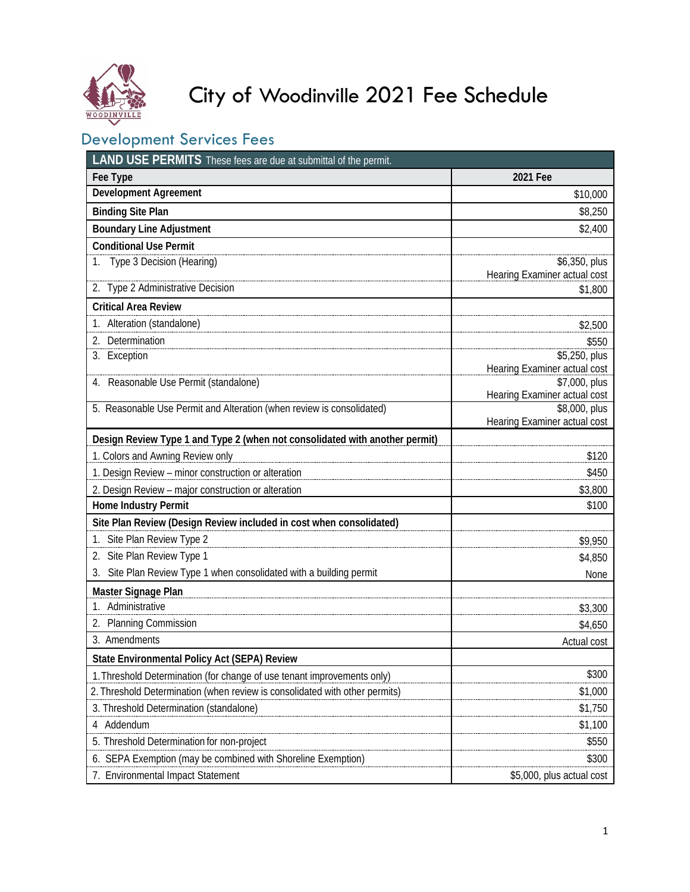# City of Woodinville 2021 Fee Schedule

## Development Services Fees

| **LAND USE PERMITS** These fees are due at submittal of the permit. | |
|---|---|
| **Fee Type** | **2021 Fee** |
| **Development Agreement** | $10,000 |
| **Binding Site Plan** | $8,250 |
| **Boundary Line Adjustment** | $2,400 |
| **Conditional Use Permit** | |
| 1. Type 3 Decision (Hearing) | $6,350, plus Hearing Examiner actual cost |
| 2. Type 2 Administrative Decision | $1,800 |
| **Critical Area Review** | |
| 1. Alteration (standalone) | $2,500 |
| 2. Determination | $550 |
| 3. Exception | $5,250, plus Hearing Examiner actual cost |
| 4. Reasonable Use Permit (standalone) | $7,000, plus Hearing Examiner actual cost |
| 5. Reasonable Use Permit and Alteration (when review is consolidated) | $8,000, plus Hearing Examiner actual cost |
| **Design Review Type 1 and Type 2 (when not consolidated with another permit)** | |
| 1. Colors and Awning Review only | $120 |
| 1. Design Review – minor construction or alteration | $450 |
| 2. Design Review – major construction or alteration | $3,800 |
| **Home Industry Permit** | $100 |
| **Site Plan Review (Design Review included in cost when consolidated)** | |
| 1. Site Plan Review Type 2 | $9,950 |
| 2. Site Plan Review Type 1 | $4,850 |
| 3. Site Plan Review Type 1 when consolidated with a building permit | None |
| **Master Signage Plan** | |
| 1. Administrative | $3,300 |
| 2. Planning Commission | $4,650 |
| 3. Amendments | Actual cost |
| **State Environmental Policy Act (SEPA) Review** | |
| 1. Threshold Determination (for change of use tenant improvements only) | $300 |
| 2. Threshold Determination (when review is consolidated with other permits) | $1,000 |
| 3. Threshold Determination (standalone) | $1,750 |
| 4 Addendum | $1,100 |
| 5. Threshold Determination for non-project | $550 |
| 6. SEPA Exemption (may be combined with Shoreline Exemption) | $300 |
| 7. Environmental Impact Statement | $5,000, plus actual cost |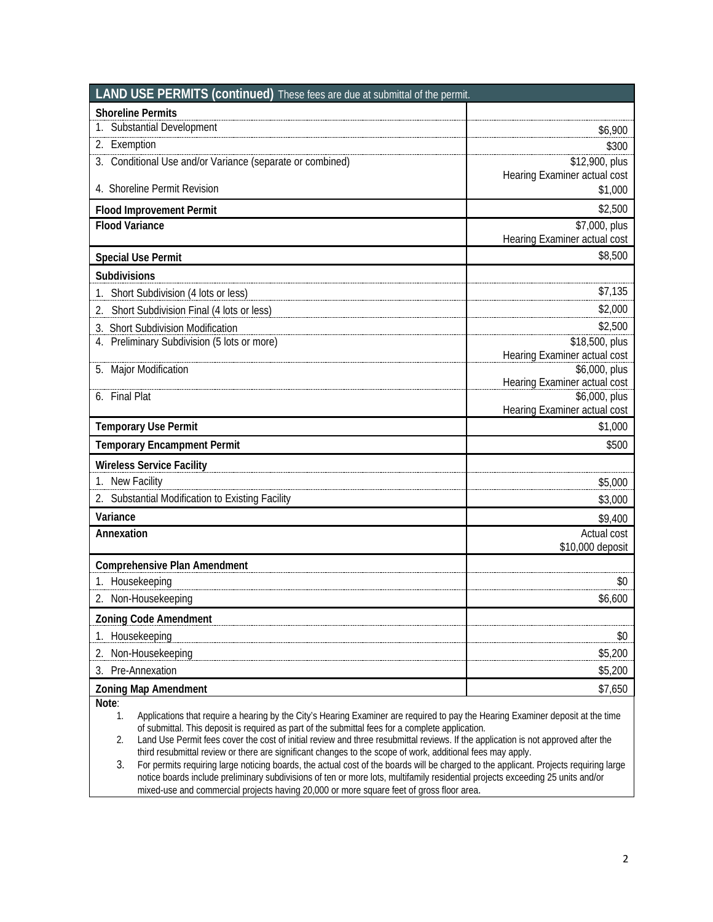| **LAND USE PERMITS (continued)** These fees are due at submittal of the permit. | |
|---|---|
| **Shoreline Permits** | |
| 1. Substantial Development | $6,900 |
| 2. Exemption | $300 |
| 3. Conditional Use and/or Variance (separate or combined) | $12,900, plus Hearing Examiner actual cost |
| 4. Shoreline Permit Revision | $1,000 |
| **Flood Improvement Permit** | $2,500 |
| **Flood Variance** | $7,000, plus Hearing Examiner actual cost |
| **Special Use Permit** | $8,500 |
| **Subdivisions** | |
| 1. Short Subdivision (4 lots or less) | $7,135 |
| 2. Short Subdivision Final (4 lots or less) | $2,000 |
| 3. Short Subdivision Modification | $2,500 |
| 4. Preliminary Subdivision (5 lots or more) | $18,500, plus Hearing Examiner actual cost |
| 5. Major Modification | $6,000, plus Hearing Examiner actual cost |
| 6. Final Plat | $6,000, plus Hearing Examiner actual cost |
| **Temporary Use Permit** | $1,000 |
| **Temporary Encampment Permit** | $500 |
| **Wireless Service Facility** | |
| 1. New Facility | $5,000 |
| 2. Substantial Modification to Existing Facility | $3,000 |
| **Variance** | $9,400 |
| **Annexation** | Actual cost $10,000 deposit |
| **Comprehensive Plan Amendment** | |
| 1. Housekeeping | $0 |
| 2. Non-Housekeeping | $6,600 |
| **Zoning Code Amendment** | |
| 1. Housekeeping | $0 |
| 2. Non-Housekeeping | $5,200 |
| 3. Pre-Annexation | $5,200 |
| **Zoning Map Amendment** | $7,650 |

**Note**:

1. Applications that require a hearing by the City's Hearing Examiner are required to pay the Hearing Examiner deposit at the time of submittal. This deposit is required as part of the submittal fees for a complete application.
2. Land Use Permit fees cover the cost of initial review and three resubmittal reviews. If the application is not approved after the third resubmittal review or there are significant changes to the scope of work, additional fees may apply.
3. For permits requiring large noticing boards, the actual cost of the boards will be charged to the applicant. Projects requiring large notice boards include preliminary subdivisions of ten or more lots, multifamily residential projects exceeding 25 units and/or mixed-use and commercial projects having 20,000 or more square feet of gross floor area.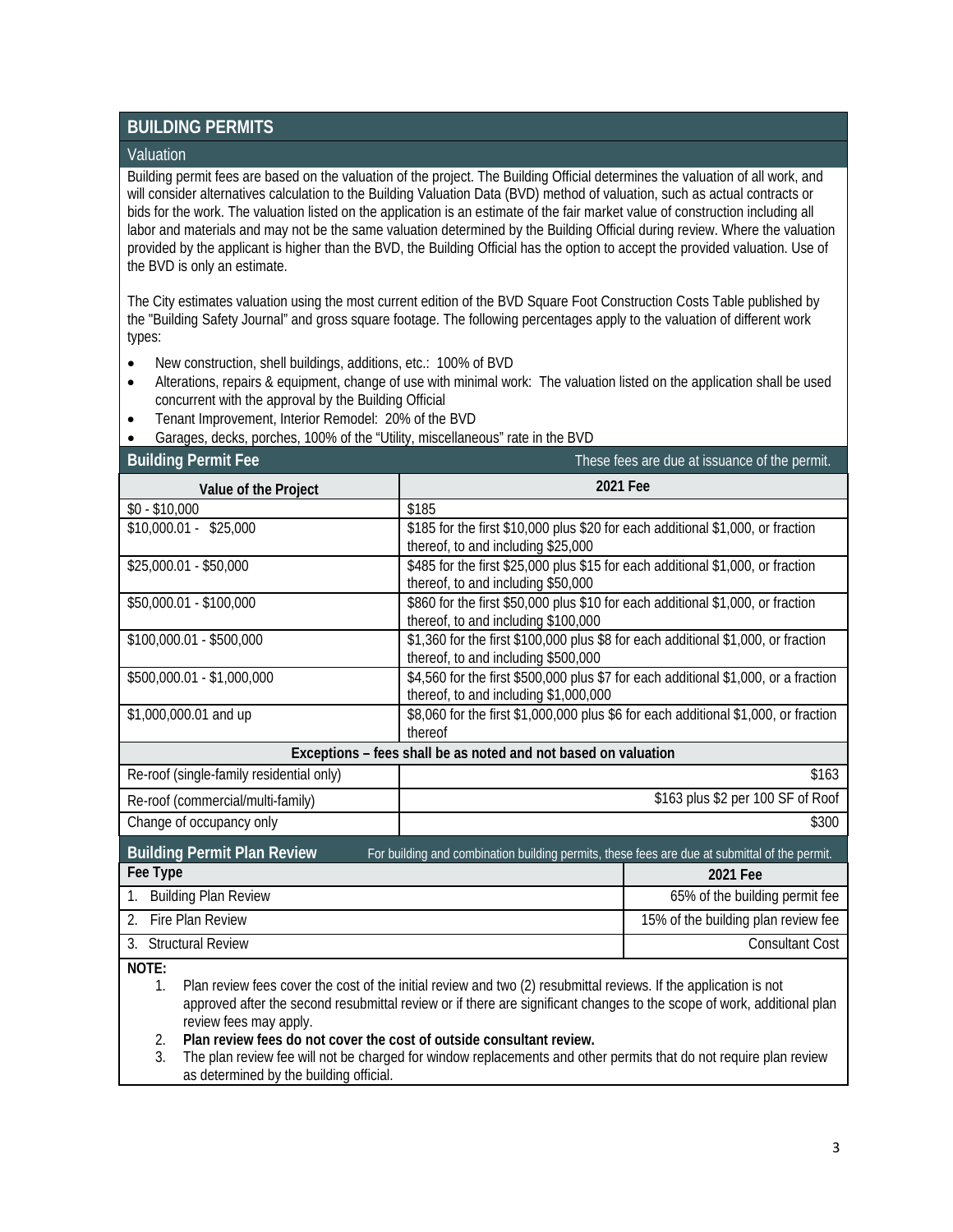# BUILDING PERMITS

## Valuation

Building permit fees are based on the valuation of the project. The Building Official determines the valuation of all work, and will consider alternatives calculation to the Building Valuation Data (BVD) method of valuation, such as actual contracts or bids for the work. The valuation listed on the application is an estimate of the fair market value of construction including all labor and materials and may not be the same valuation determined by the Building Official during review. Where the valuation provided by the applicant is higher than the BVD, the Building Official has the option to accept the provided valuation. Use of the BVD is only an estimate.

The City estimates valuation using the most current edition of the BVD Square Foot Construction Costs Table published by the "Building Safety Journal" and gross square footage. The following percentages apply to the valuation of different work types:

- New construction, shell buildings, additions, etc.: 100% of BVD
- Alterations, repairs & equipment, change of use with minimal work: The valuation listed on the application shall be used concurrent with the approval by the Building Official
- Tenant Improvement, Interior Remodel: 20% of the BVD
- Garages, decks, porches, 100% of the "Utility, miscellaneous" rate in the BVD

## Building Permit Fee

These fees are due at issuance of the permit.

| Value of the Project | 2021 Fee |
|---|---|
| $0 - $10,000 | $185 |
| $10,000.01 - $25,000 | $185 for the first $10,000 plus $20 for each additional $1,000, or fraction thereof, to and including $25,000 |
| $25,000.01 - $50,000 | $485 for the first $25,000 plus $15 for each additional $1,000, or fraction thereof, to and including $50,000 |
| $50,000.01 - $100,000 | $860 for the first $50,000 plus $10 for each additional $1,000, or fraction thereof, to and including $100,000 |
| $100,000.01 - $500,000 | $1,360 for the first $100,000 plus $8 for each additional $1,000, or fraction thereof, to and including $500,000 |
| $500,000.01 - $1,000,000 | $4,560 for the first $500,000 plus $7 for each additional $1,000, or a fraction thereof, to and including $1,000,000 |
| $1,000,000.01 and up | $8,060 for the first $1,000,000 plus $6 for each additional $1,000, or fraction thereof |
| **Exceptions – fees shall be as noted and not based on valuation** | |
| Re-roof (single-family residential only) | $163 |
| Re-roof (commercial/multi-family) | $163 plus $2 per 100 SF of Roof |
| Change of occupancy only | $300 |

## Building Permit Plan Review

For building and combination building permits, these fees are due at submittal of the permit.

| Fee Type | 2021 Fee |
|---|---|
| 1. Building Plan Review | 65% of the building permit fee |
| 2. Fire Plan Review | 15% of the building plan review fee |
| 3. Structural Review | Consultant Cost |

**NOTE:**

1. Plan review fees cover the cost of the initial review and two (2) resubmittal reviews. If the application is not approved after the second resubmittal review or if there are significant changes to the scope of work, additional plan review fees may apply.
2. **Plan review fees do not cover the cost of outside consultant review.**
3. The plan review fee will not be charged for window replacements and other permits that do not require plan review as determined by the building official.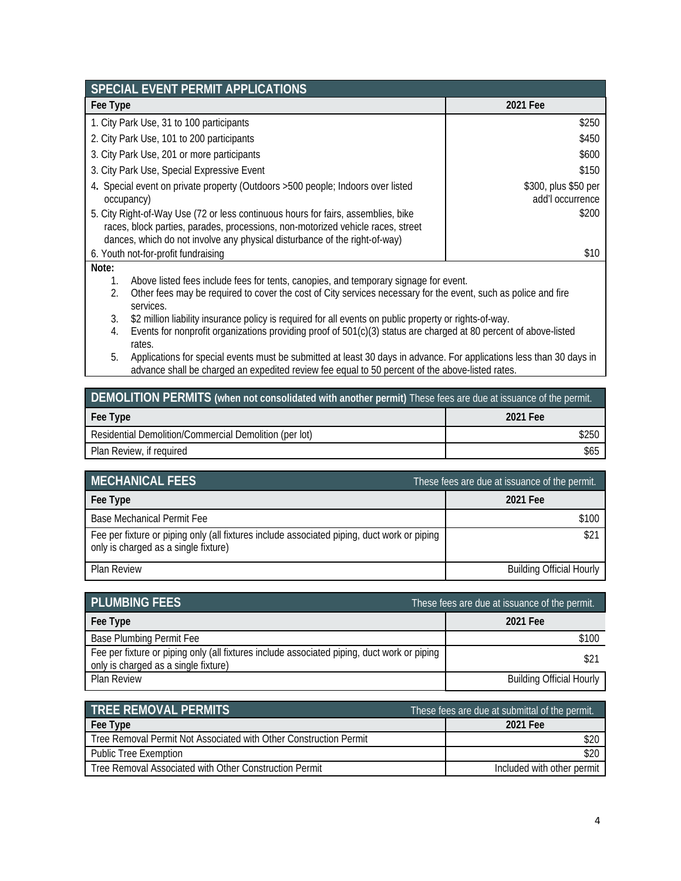## SPECIAL EVENT PERMIT APPLICATIONS

| Fee Type | 2021 Fee |
|---|---|
| 1. City Park Use, 31 to 100 participants | $250 |
| 2. City Park Use, 101 to 200 participants | $450 |
| 3. City Park Use, 201 or more participants | $600 |
| 3. City Park Use, Special Expressive Event | $150 |
| 4. Special event on private property (Outdoors >500 people; Indoors over listed occupancy) | $300, plus $50 per add'l occurrence |
| 5. City Right-of-Way Use (72 or less continuous hours for fairs, assemblies, bike races, block parties, parades, processions, non-motorized vehicle races, street dances, which do not involve any physical disturbance of the right-of-way) | $200 |
| 6. Youth not-for-profit fundraising | $10 |

**Note:**

1. Above listed fees include fees for tents, canopies, and temporary signage for event.
2. Other fees may be required to cover the cost of City services necessary for the event, such as police and fire services.
3. $2 million liability insurance policy is required for all events on public property or rights-of-way.
4. Events for nonprofit organizations providing proof of 501(c)(3) status are charged at 80 percent of above-listed rates.
5. Applications for special events must be submitted at least 30 days in advance. For applications less than 30 days in advance shall be charged an expedited review fee equal to 50 percent of the above-listed rates.

## DEMOLITION PERMITS (when not consolidated with another permit)

These fees are due at issuance of the permit.

| Fee Type | 2021 Fee |
|---|---|
| Residential Demolition/Commercial Demolition (per lot) | $250 |
| Plan Review, if required | $65 |

## MECHANICAL FEES

These fees are due at issuance of the permit.

| Fee Type | 2021 Fee |
|---|---|
| Base Mechanical Permit Fee | $100 |
| Fee per fixture or piping only (all fixtures include associated piping, duct work or piping only is charged as a single fixture) | $21 |
| Plan Review | Building Official Hourly |

## PLUMBING FEES

These fees are due at issuance of the permit.

| Fee Type | 2021 Fee |
|---|---|
| Base Plumbing Permit Fee | $100 |
| Fee per fixture or piping only (all fixtures include associated piping, duct work or piping only is charged as a single fixture) | $21 |
| Plan Review | Building Official Hourly |

## TREE REMOVAL PERMITS

These fees are due at submittal of the permit.

| Fee Type | 2021 Fee |
|---|---|
| Tree Removal Permit Not Associated with Other Construction Permit | $20 |
| Public Tree Exemption | $20 |
| Tree Removal Associated with Other Construction Permit | Included with other permit |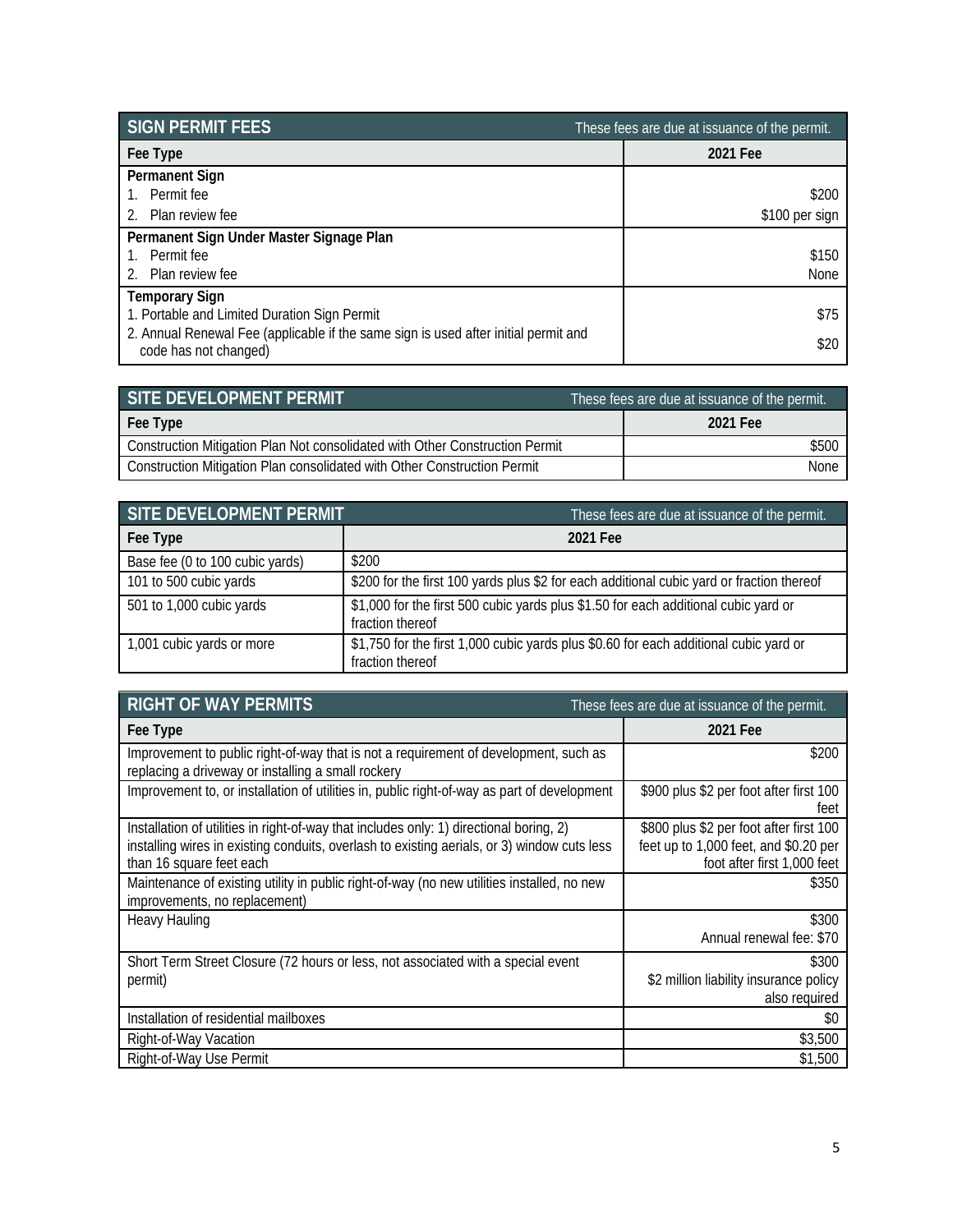## SIGN PERMIT FEES

These fees are due at issuance of the permit.

| Fee Type | 2021 Fee |
|---|---|
| **Permanent Sign** | |
| 1. Permit fee | $200 |
| 2. Plan review fee | $100 per sign |
| **Permanent Sign Under Master Signage Plan** | |
| 1. Permit fee | $150 |
| 2. Plan review fee | None |
| **Temporary Sign** | |
| 1. Portable and Limited Duration Sign Permit | $75 |
| 2. Annual Renewal Fee (applicable if the same sign is used after initial permit and code has not changed) | $20 |

## SITE DEVELOPMENT PERMIT

These fees are due at issuance of the permit.

| Fee Type | 2021 Fee |
|---|---|
| Construction Mitigation Plan Not consolidated with Other Construction Permit | $500 |
| Construction Mitigation Plan consolidated with Other Construction Permit | None |

## SITE DEVELOPMENT PERMIT

These fees are due at issuance of the permit.

| Fee Type | 2021 Fee |
|---|---|
| Base fee (0 to 100 cubic yards) | $200 |
| 101 to 500 cubic yards | $200 for the first 100 yards plus $2 for each additional cubic yard or fraction thereof |
| 501 to 1,000 cubic yards | $1,000 for the first 500 cubic yards plus $1.50 for each additional cubic yard or fraction thereof |
| 1,001 cubic yards or more | $1,750 for the first 1,000 cubic yards plus $0.60 for each additional cubic yard or fraction thereof |

## RIGHT OF WAY PERMITS

These fees are due at issuance of the permit.

| Fee Type | 2021 Fee |
|---|---|
| Improvement to public right-of-way that is not a requirement of development, such as replacing a driveway or installing a small rockery | $200 |
| Improvement to, or installation of utilities in, public right-of-way as part of development | $900 plus $2 per foot after first 100 feet |
| Installation of utilities in right-of-way that includes only: 1) directional boring, 2) installing wires in existing conduits, overlash to existing aerials, or 3) window cuts less than 16 square feet each | $800 plus $2 per foot after first 100 feet up to 1,000 feet, and $0.20 per foot after first 1,000 feet |
| Maintenance of existing utility in public right-of-way (no new utilities installed, no new improvements, no replacement) | $350 |
| Heavy Hauling | $300<br>Annual renewal fee: $70 |
| Short Term Street Closure (72 hours or less, not associated with a special event permit) | $300<br>$2 million liability insurance policy also required |
| Installation of residential mailboxes | $0 |
| Right-of-Way Vacation | $3,500 |
| Right-of-Way Use Permit | $1,500 |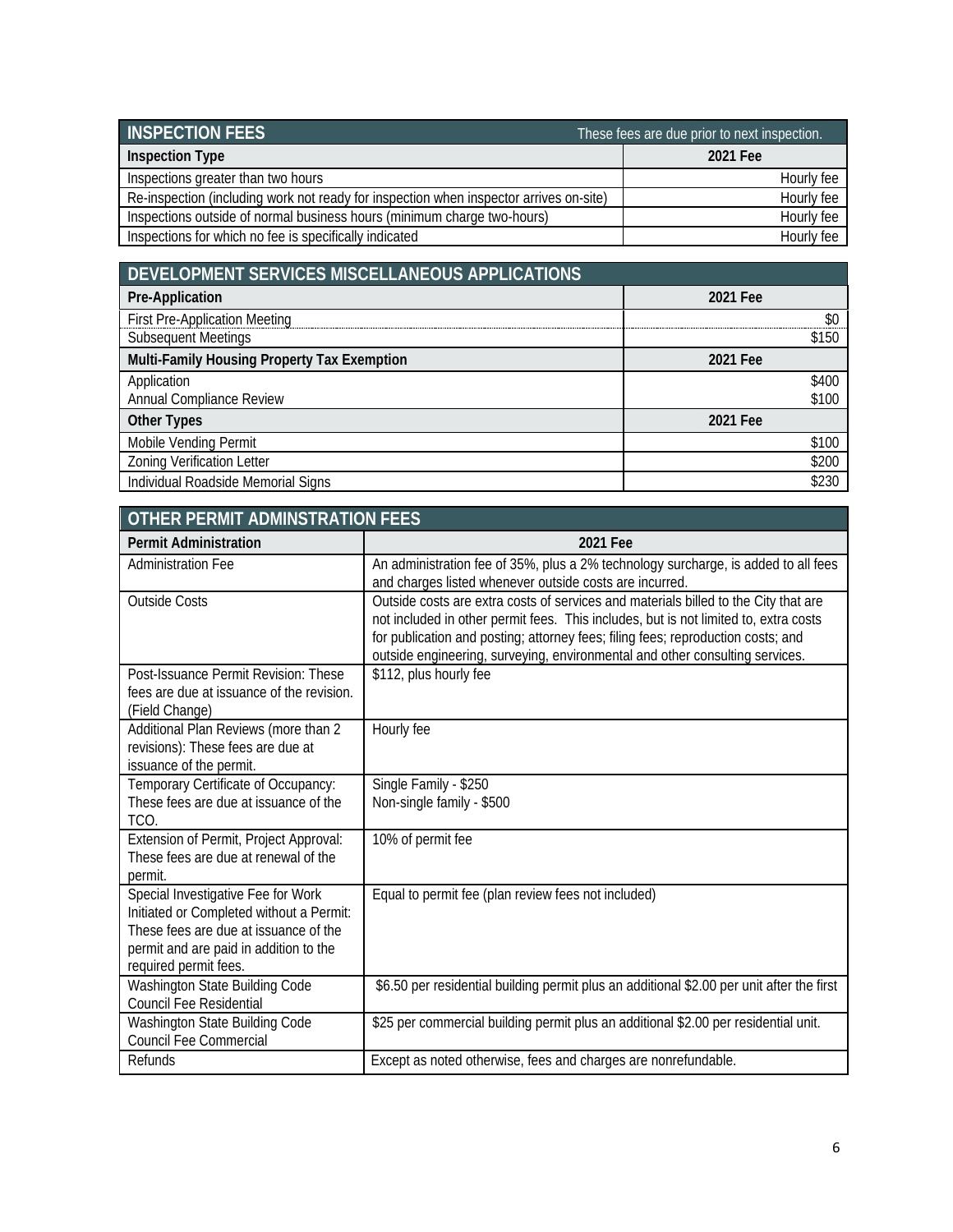## INSPECTION FEES

These fees are due prior to next inspection.

| Inspection Type | 2021 Fee |
|---|---|
| Inspections greater than two hours | Hourly fee |
| Re-inspection (including work not ready for inspection when inspector arrives on-site) | Hourly fee |
| Inspections outside of normal business hours (minimum charge two-hours) | Hourly fee |
| Inspections for which no fee is specifically indicated | Hourly fee |

## DEVELOPMENT SERVICES MISCELLANEOUS APPLICATIONS

| Pre-Application | 2021 Fee |
|---|---|
| First Pre-Application Meeting | $0 |
| Subsequent Meetings | $150 |
| **Multi-Family Housing Property Tax Exemption** | **2021 Fee** |
| Application | $400 |
| Annual Compliance Review | $100 |
| **Other Types** | **2021 Fee** |
| Mobile Vending Permit | $100 |
| Zoning Verification Letter | $200 |
| Individual Roadside Memorial Signs | $230 |

## OTHER PERMIT ADMINSTRATION FEES

| Permit Administration | 2021 Fee |
|---|---|
| Administration Fee | An administration fee of 35%, plus a 2% technology surcharge, is added to all fees and charges listed whenever outside costs are incurred. |
| Outside Costs | Outside costs are extra costs of services and materials billed to the City that are not included in other permit fees. This includes, but is not limited to, extra costs for publication and posting; attorney fees; filing fees; reproduction costs; and outside engineering, surveying, environmental and other consulting services. |
| Post-Issuance Permit Revision: These fees are due at issuance of the revision. (Field Change) | $112, plus hourly fee |
| Additional Plan Reviews (more than 2 revisions): These fees are due at issuance of the permit. | Hourly fee |
| Temporary Certificate of Occupancy: These fees are due at issuance of the TCO. | Single Family - $250<br>Non-single family - $500 |
| Extension of Permit, Project Approval: These fees are due at renewal of the permit. | 10% of permit fee |
| Special Investigative Fee for Work Initiated or Completed without a Permit: These fees are due at issuance of the permit and are paid in addition to the required permit fees. | Equal to permit fee (plan review fees not included) |
| Washington State Building Code Council Fee Residential | $6.50 per residential building permit plus an additional $2.00 per unit after the first |
| Washington State Building Code Council Fee Commercial | $25 per commercial building permit plus an additional $2.00 per residential unit. |
| Refunds | Except as noted otherwise, fees and charges are nonrefundable. |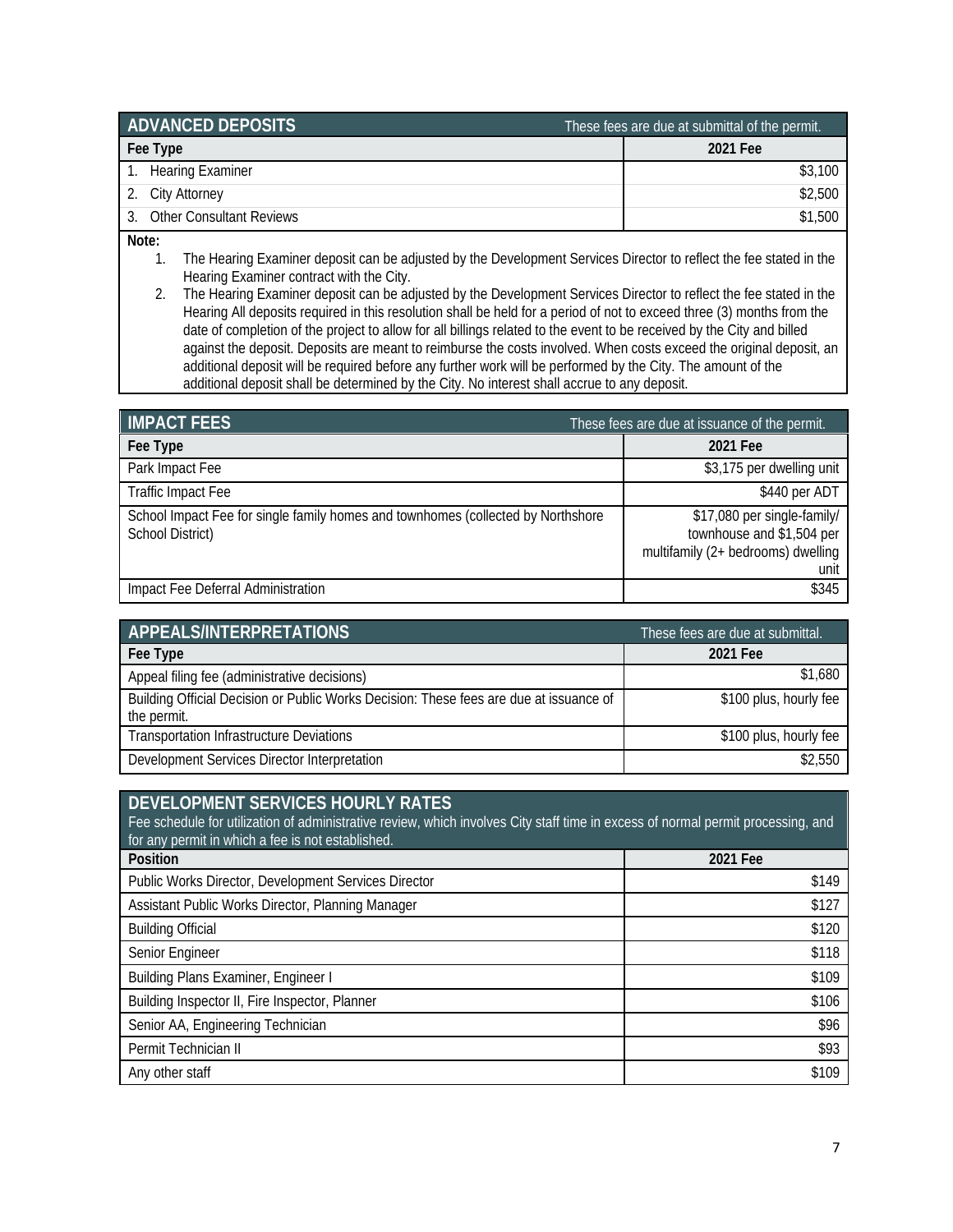| ADVANCED DEPOSITS | These fees are due at submittal of the permit. |
|---|---|
| **Fee Type** | **2021 Fee** |
| 1. Hearing Examiner | $3,100 |
| 2. City Attorney | $2,500 |
| 3. Other Consultant Reviews | $1,500 |

**Note:**

1. The Hearing Examiner deposit can be adjusted by the Development Services Director to reflect the fee stated in the Hearing Examiner contract with the City.
2. The Hearing Examiner deposit can be adjusted by the Development Services Director to reflect the fee stated in the Hearing All deposits required in this resolution shall be held for a period of not to exceed three (3) months from the date of completion of the project to allow for all billings related to the event to be received by the City and billed against the deposit. Deposits are meant to reimburse the costs involved. When costs exceed the original deposit, an additional deposit will be required before any further work will be performed by the City. The amount of the additional deposit shall be determined by the City. No interest shall accrue to any deposit.

| IMPACT FEES | These fees are due at issuance of the permit. |
|---|---|
| **Fee Type** | **2021 Fee** |
| Park Impact Fee | $3,175 per dwelling unit |
| Traffic Impact Fee | $440 per ADT |
| School Impact Fee for single family homes and townhomes (collected by Northshore School District) | $17,080 per single-family/ townhouse and $1,504 per multifamily (2+ bedrooms) dwelling unit |
| Impact Fee Deferral Administration | $345 |

| APPEALS/INTERPRETATIONS | These fees are due at submittal. |
|---|---|
| **Fee Type** | **2021 Fee** |
| Appeal filing fee (administrative decisions) | $1,680 |
| Building Official Decision or Public Works Decision: These fees are due at issuance of the permit. | $100 plus, hourly fee |
| Transportation Infrastructure Deviations | $100 plus, hourly fee |
| Development Services Director Interpretation | $2,550 |

**DEVELOPMENT SERVICES HOURLY RATES**

Fee schedule for utilization of administrative review, which involves City staff time in excess of normal permit processing, and for any permit in which a fee is not established.

| Position | 2021 Fee |
|---|---|
| Public Works Director, Development Services Director | $149 |
| Assistant Public Works Director, Planning Manager | $127 |
| Building Official | $120 |
| Senior Engineer | $118 |
| Building Plans Examiner, Engineer I | $109 |
| Building Inspector II, Fire Inspector, Planner | $106 |
| Senior AA, Engineering Technician | $96 |
| Permit Technician II | $93 |
| Any other staff | $109 |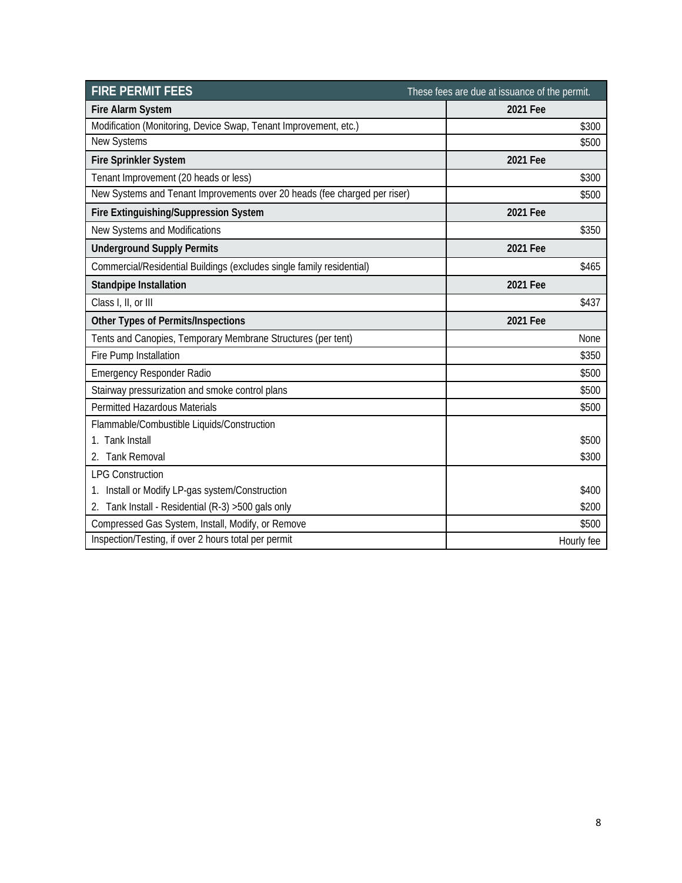| FIRE PERMIT FEES | These fees are due at issuance of the permit. |
|---|---|
| **Fire Alarm System** | **2021 Fee** |
| Modification (Monitoring, Device Swap, Tenant Improvement, etc.) | $300 |
| New Systems | $500 |
| **Fire Sprinkler System** | **2021 Fee** |
| Tenant Improvement (20 heads or less) | $300 |
| New Systems and Tenant Improvements over 20 heads (fee charged per riser) | $500 |
| **Fire Extinguishing/Suppression System** | **2021 Fee** |
| New Systems and Modifications | $350 |
| **Underground Supply Permits** | **2021 Fee** |
| Commercial/Residential Buildings (excludes single family residential) | $465 |
| **Standpipe Installation** | **2021 Fee** |
| Class I, II, or III | $437 |
| **Other Types of Permits/Inspections** | **2021 Fee** |
| Tents and Canopies, Temporary Membrane Structures (per tent) | None |
| Fire Pump Installation | $350 |
| Emergency Responder Radio | $500 |
| Stairway pressurization and smoke control plans | $500 |
| Permitted Hazardous Materials | $500 |
| Flammable/Combustible Liquids/Construction | |
| 1. Tank Install | $500 |
| 2. Tank Removal | $300 |
| LPG Construction | |
| 1. Install or Modify LP-gas system/Construction | $400 |
| 2. Tank Install - Residential (R-3) >500 gals only | $200 |
| Compressed Gas System, Install, Modify, or Remove | $500 |
| Inspection/Testing, if over 2 hours total per permit | Hourly fee |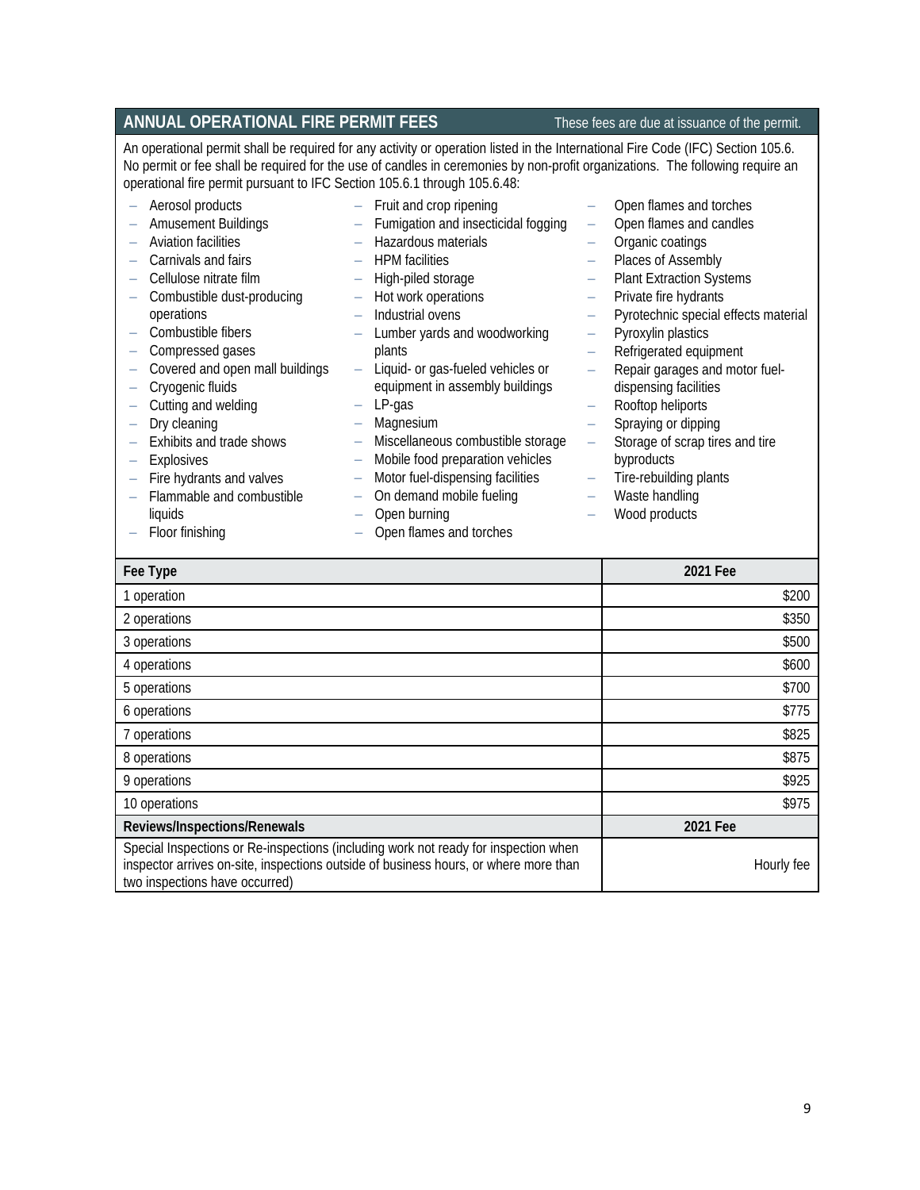## ANNUAL OPERATIONAL FIRE PERMIT FEES

These fees are due at issuance of the permit.

An operational permit shall be required for any activity or operation listed in the International Fire Code (IFC) Section 105.6. No permit or fee shall be required for the use of candles in ceremonies by non-profit organizations. The following require an operational fire permit pursuant to IFC Section 105.6.1 through 105.6.48:

- Aerosol products
- Amusement Buildings
- Aviation facilities
- Carnivals and fairs
- Cellulose nitrate film
- Combustible dust-producing operations
- Combustible fibers
- Compressed gases
- Covered and open mall buildings
- Cryogenic fluids
- Cutting and welding
- Dry cleaning
- Exhibits and trade shows
- Explosives
- Fire hydrants and valves
- Flammable and combustible liquids
- Floor finishing
- Fruit and crop ripening
- Fumigation and insecticidal fogging
- Hazardous materials
- HPM facilities
- High-piled storage
- Hot work operations
- Industrial ovens
- Lumber yards and woodworking plants
- Liquid- or gas-fueled vehicles or equipment in assembly buildings
- LP-gas
- Magnesium
- Miscellaneous combustible storage
- Mobile food preparation vehicles
- Motor fuel-dispensing facilities
- On demand mobile fueling
- Open burning
- Open flames and torches
- Open flames and torches
- Open flames and candles
- Organic coatings
- Places of Assembly
- Plant Extraction Systems
- Private fire hydrants
- Pyrotechnic special effects material
- Pyroxylin plastics
- Refrigerated equipment
- Repair garages and motor fuel-dispensing facilities
- Rooftop heliports
- Spraying or dipping
- Storage of scrap tires and tire byproducts
- Tire-rebuilding plants
- Waste handling
- Wood products

| Fee Type | 2021 Fee |
|---|---|
| 1 operation | $200 |
| 2 operations | $350 |
| 3 operations | $500 |
| 4 operations | $600 |
| 5 operations | $700 |
| 6 operations | $775 |
| 7 operations | $825 |
| 8 operations | $875 |
| 9 operations | $925 |
| 10 operations | $975 |
| **Reviews/Inspections/Renewals** | **2021 Fee** |
| Special Inspections or Re-inspections (including work not ready for inspection when inspector arrives on-site, inspections outside of business hours, or where more than two inspections have occurred) | Hourly fee |